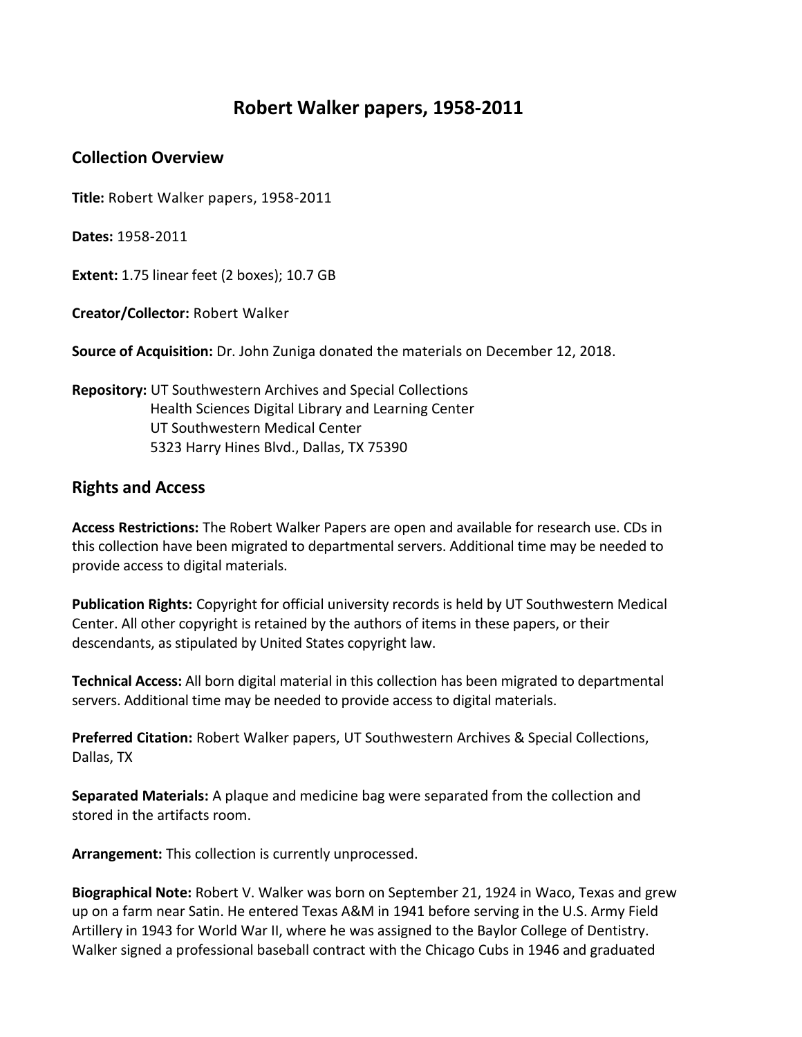# Robert Walker papers, 1958-2011

## Collection Overview

**Title:** Robert Walker papers, 1958-2011

**Dates:** 1958-2011

**Extent:** 1.75 linear feet (2 boxes); 10.7 GB

**Creator/Collector:** Robert Walker

**Source of Acquisition:** Dr. John Zuniga donated the materials on December 12, 2018.

**Repository:** UT Southwestern Archives and Special Collections
Health Sciences Digital Library and Learning Center
UT Southwestern Medical Center
5323 Harry Hines Blvd., Dallas, TX 75390

## Rights and Access

**Access Restrictions:** The Robert Walker Papers are open and available for research use. CDs in this collection have been migrated to departmental servers. Additional time may be needed to provide access to digital materials.

**Publication Rights:** Copyright for official university records is held by UT Southwestern Medical Center. All other copyright is retained by the authors of items in these papers, or their descendants, as stipulated by United States copyright law.

**Technical Access:** All born digital material in this collection has been migrated to departmental servers. Additional time may be needed to provide access to digital materials.

**Preferred Citation:** Robert Walker papers, UT Southwestern Archives & Special Collections, Dallas, TX

**Separated Materials:** A plaque and medicine bag were separated from the collection and stored in the artifacts room.

**Arrangement:** This collection is currently unprocessed.

**Biographical Note:** Robert V. Walker was born on September 21, 1924 in Waco, Texas and grew up on a farm near Satin. He entered Texas A&M in 1941 before serving in the U.S. Army Field Artillery in 1943 for World War II, where he was assigned to the Baylor College of Dentistry. Walker signed a professional baseball contract with the Chicago Cubs in 1946 and graduated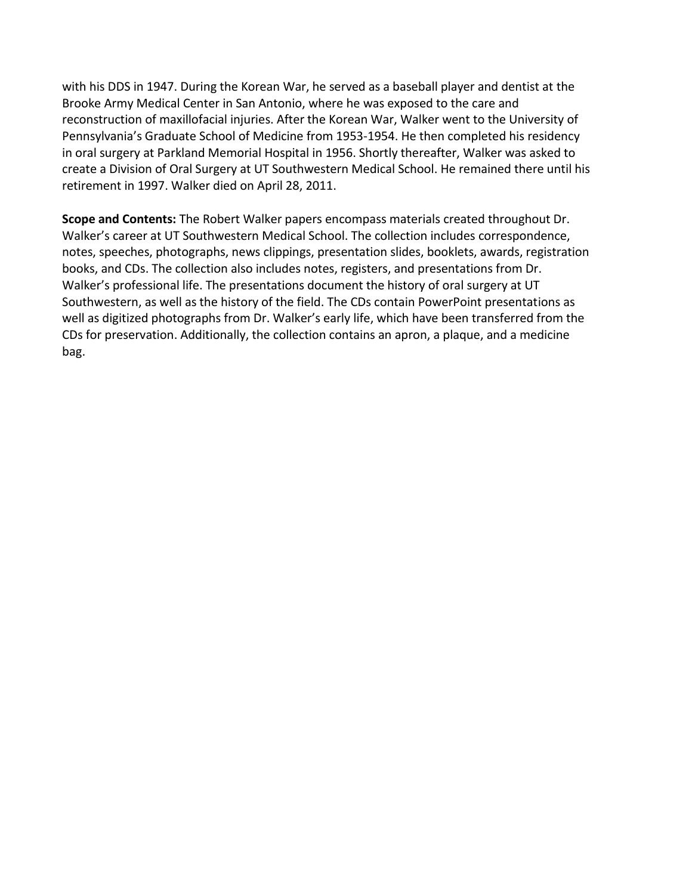with his DDS in 1947. During the Korean War, he served as a baseball player and dentist at the Brooke Army Medical Center in San Antonio, where he was exposed to the care and reconstruction of maxillofacial injuries. After the Korean War, Walker went to the University of Pennsylvania's Graduate School of Medicine from 1953-1954. He then completed his residency in oral surgery at Parkland Memorial Hospital in 1956. Shortly thereafter, Walker was asked to create a Division of Oral Surgery at UT Southwestern Medical School. He remained there until his retirement in 1997. Walker died on April 28, 2011.

**Scope and Contents:** The Robert Walker papers encompass materials created throughout Dr. Walker's career at UT Southwestern Medical School. The collection includes correspondence, notes, speeches, photographs, news clippings, presentation slides, booklets, awards, registration books, and CDs. The collection also includes notes, registers, and presentations from Dr. Walker's professional life. The presentations document the history of oral surgery at UT Southwestern, as well as the history of the field. The CDs contain PowerPoint presentations as well as digitized photographs from Dr. Walker's early life, which have been transferred from the CDs for preservation. Additionally, the collection contains an apron, a plaque, and a medicine bag.